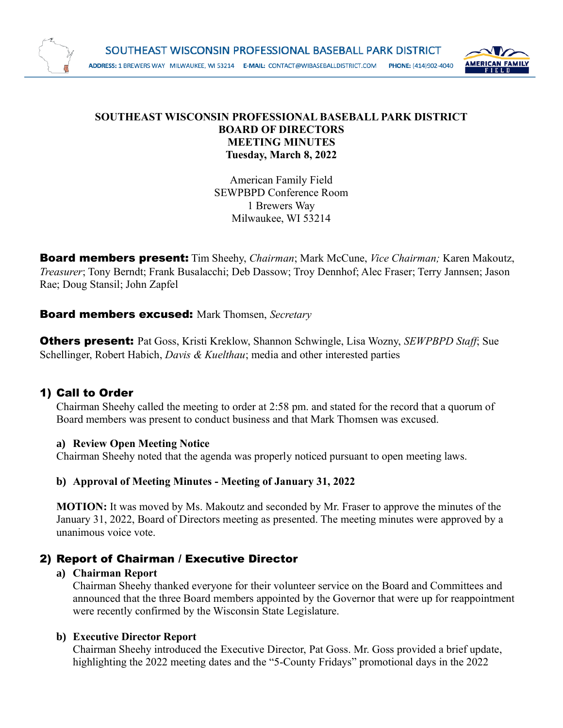**SOUTHEAST WISCONSIN PROFESSIONAL BASEBALL PARK DISTRICT**
**BOARD OF DIRECTORS**
**MEETING MINUTES**
**Tuesday, March 8, 2022**

American Family Field
SEWPBPD Conference Room
1 Brewers Way
Milwaukee, WI 53214

**Board members present:** Tim Sheehy, *Chairman*; Mark McCune, *Vice Chairman;* Karen Makoutz, *Treasurer*; Tony Berndt; Frank Busalacchi; Deb Dassow; Troy Dennhof; Alec Fraser; Terry Jannsen; Jason Rae; Doug Stansil; John Zapfel

**Board members excused:** Mark Thomsen, *Secretary*

**Others present:** Pat Goss, Kristi Kreklow, Shannon Schwingle, Lisa Wozny, *SEWPBPD Staff*; Sue Schellinger, Robert Habich, *Davis & Kuelthau*; media and other interested parties

## 1) Call to Order

Chairman Sheehy called the meeting to order at 2:58 pm. and stated for the record that a quorum of Board members was present to conduct business and that Mark Thomsen was excused.

### a) Review Open Meeting Notice

Chairman Sheehy noted that the agenda was properly noticed pursuant to open meeting laws.

### b) Approval of Meeting Minutes - Meeting of January 31, 2022

**MOTION:** It was moved by Ms. Makoutz and seconded by Mr. Fraser to approve the minutes of the January 31, 2022, Board of Directors meeting as presented. The meeting minutes were approved by a unanimous voice vote.

## 2) Report of Chairman / Executive Director

### a) Chairman Report

Chairman Sheehy thanked everyone for their volunteer service on the Board and Committees and announced that the three Board members appointed by the Governor that were up for reappointment were recently confirmed by the Wisconsin State Legislature.

### b) Executive Director Report

Chairman Sheehy introduced the Executive Director, Pat Goss. Mr. Goss provided a brief update, highlighting the 2022 meeting dates and the "5-County Fridays" promotional days in the 2022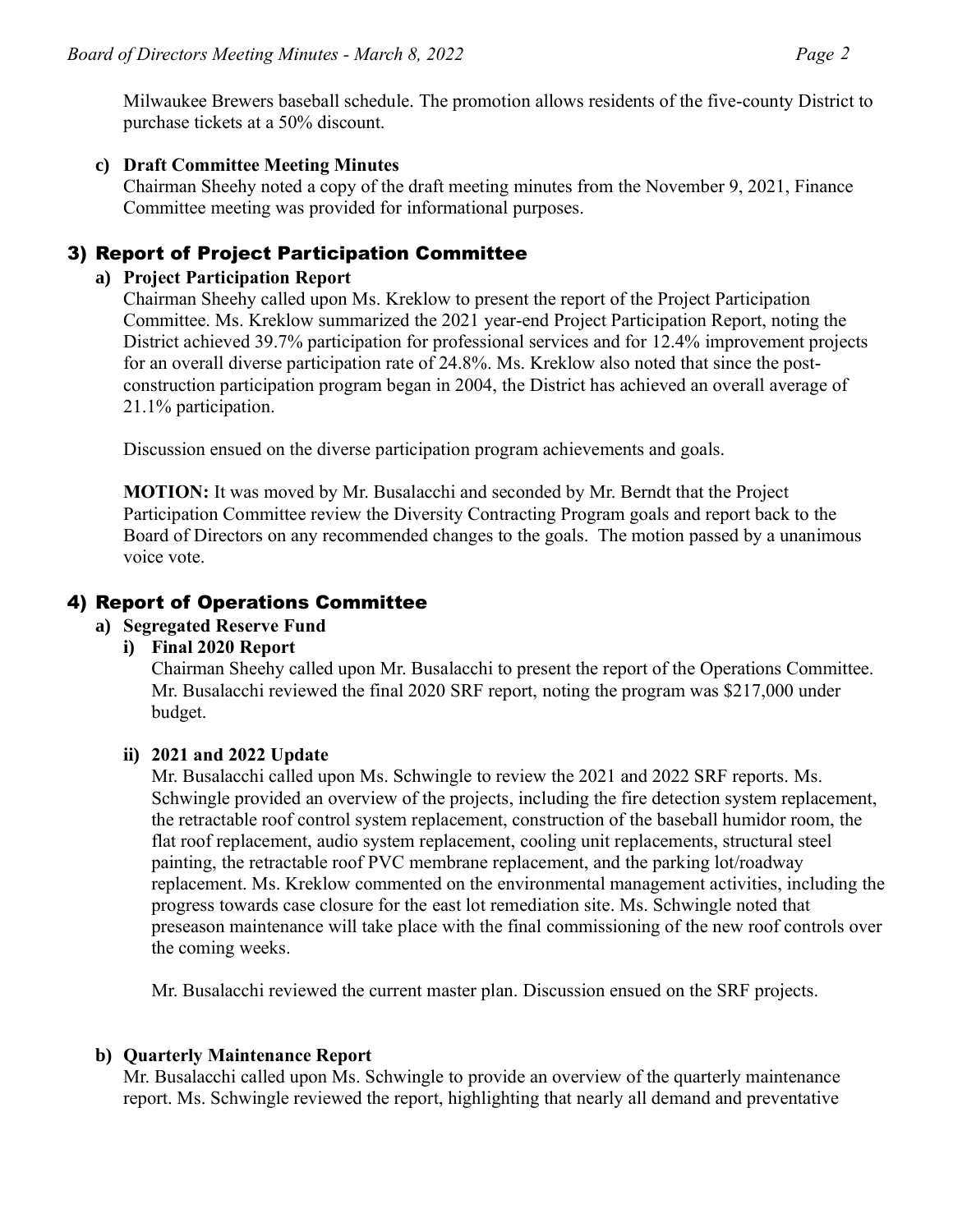Milwaukee Brewers baseball schedule. The promotion allows residents of the five-county District to purchase tickets at a 50% discount.

**c) Draft Committee Meeting Minutes**

Chairman Sheehy noted a copy of the draft meeting minutes from the November 9, 2021, Finance Committee meeting was provided for informational purposes.

## 3) Report of Project Participation Committee

**a) Project Participation Report**

Chairman Sheehy called upon Ms. Kreklow to present the report of the Project Participation Committee. Ms. Kreklow summarized the 2021 year-end Project Participation Report, noting the District achieved 39.7% participation for professional services and for 12.4% improvement projects for an overall diverse participation rate of 24.8%. Ms. Kreklow also noted that since the post-construction participation program began in 2004, the District has achieved an overall average of 21.1% participation.

Discussion ensued on the diverse participation program achievements and goals.

**MOTION:** It was moved by Mr. Busalacchi and seconded by Mr. Berndt that the Project Participation Committee review the Diversity Contracting Program goals and report back to the Board of Directors on any recommended changes to the goals. The motion passed by a unanimous voice vote.

## 4) Report of Operations Committee

**a) Segregated Reserve Fund**

**i) Final 2020 Report**

Chairman Sheehy called upon Mr. Busalacchi to present the report of the Operations Committee. Mr. Busalacchi reviewed the final 2020 SRF report, noting the program was $217,000 under budget.

**ii) 2021 and 2022 Update**

Mr. Busalacchi called upon Ms. Schwingle to review the 2021 and 2022 SRF reports. Ms. Schwingle provided an overview of the projects, including the fire detection system replacement, the retractable roof control system replacement, construction of the baseball humidor room, the flat roof replacement, audio system replacement, cooling unit replacements, structural steel painting, the retractable roof PVC membrane replacement, and the parking lot/roadway replacement. Ms. Kreklow commented on the environmental management activities, including the progress towards case closure for the east lot remediation site. Ms. Schwingle noted that preseason maintenance will take place with the final commissioning of the new roof controls over the coming weeks.

Mr. Busalacchi reviewed the current master plan. Discussion ensued on the SRF projects.

**b) Quarterly Maintenance Report**

Mr. Busalacchi called upon Ms. Schwingle to provide an overview of the quarterly maintenance report. Ms. Schwingle reviewed the report, highlighting that nearly all demand and preventative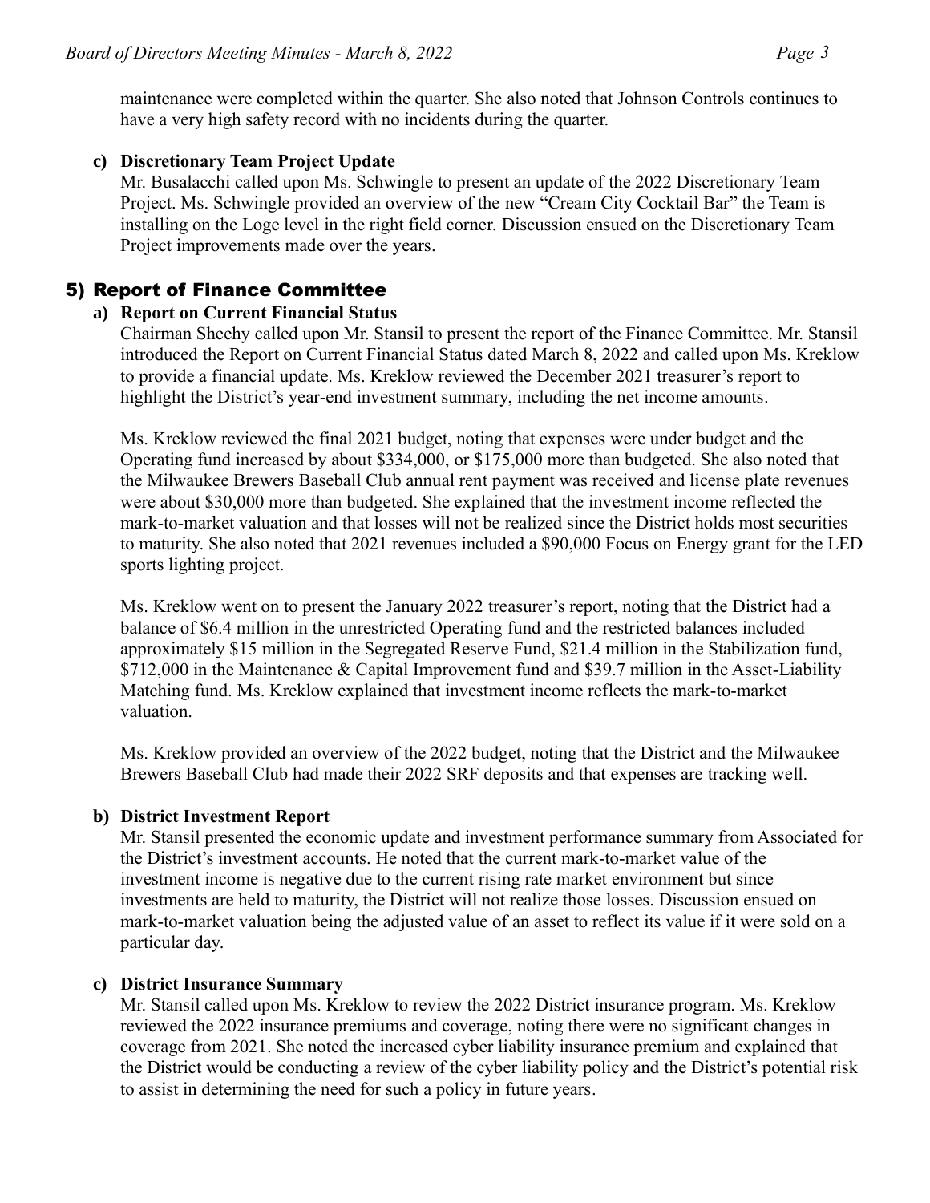maintenance were completed within the quarter. She also noted that Johnson Controls continues to have a very high safety record with no incidents during the quarter.

**c) Discretionary Team Project Update**

Mr. Busalacchi called upon Ms. Schwingle to present an update of the 2022 Discretionary Team Project. Ms. Schwingle provided an overview of the new "Cream City Cocktail Bar" the Team is installing on the Loge level in the right field corner. Discussion ensued on the Discretionary Team Project improvements made over the years.

## 5) Report of Finance Committee

**a) Report on Current Financial Status**

Chairman Sheehy called upon Mr. Stansil to present the report of the Finance Committee. Mr. Stansil introduced the Report on Current Financial Status dated March 8, 2022 and called upon Ms. Kreklow to provide a financial update. Ms. Kreklow reviewed the December 2021 treasurer's report to highlight the District's year-end investment summary, including the net income amounts.

Ms. Kreklow reviewed the final 2021 budget, noting that expenses were under budget and the Operating fund increased by about $334,000, or $175,000 more than budgeted. She also noted that the Milwaukee Brewers Baseball Club annual rent payment was received and license plate revenues were about $30,000 more than budgeted. She explained that the investment income reflected the mark-to-market valuation and that losses will not be realized since the District holds most securities to maturity. She also noted that 2021 revenues included a $90,000 Focus on Energy grant for the LED sports lighting project.

Ms. Kreklow went on to present the January 2022 treasurer's report, noting that the District had a balance of $6.4 million in the unrestricted Operating fund and the restricted balances included approximately $15 million in the Segregated Reserve Fund, $21.4 million in the Stabilization fund, $712,000 in the Maintenance & Capital Improvement fund and $39.7 million in the Asset-Liability Matching fund. Ms. Kreklow explained that investment income reflects the mark-to-market valuation.

Ms. Kreklow provided an overview of the 2022 budget, noting that the District and the Milwaukee Brewers Baseball Club had made their 2022 SRF deposits and that expenses are tracking well.

**b) District Investment Report**

Mr. Stansil presented the economic update and investment performance summary from Associated for the District's investment accounts. He noted that the current mark-to-market value of the investment income is negative due to the current rising rate market environment but since investments are held to maturity, the District will not realize those losses. Discussion ensued on mark-to-market valuation being the adjusted value of an asset to reflect its value if it were sold on a particular day.

**c) District Insurance Summary**

Mr. Stansil called upon Ms. Kreklow to review the 2022 District insurance program. Ms. Kreklow reviewed the 2022 insurance premiums and coverage, noting there were no significant changes in coverage from 2021. She noted the increased cyber liability insurance premium and explained that the District would be conducting a review of the cyber liability policy and the District's potential risk to assist in determining the need for such a policy in future years.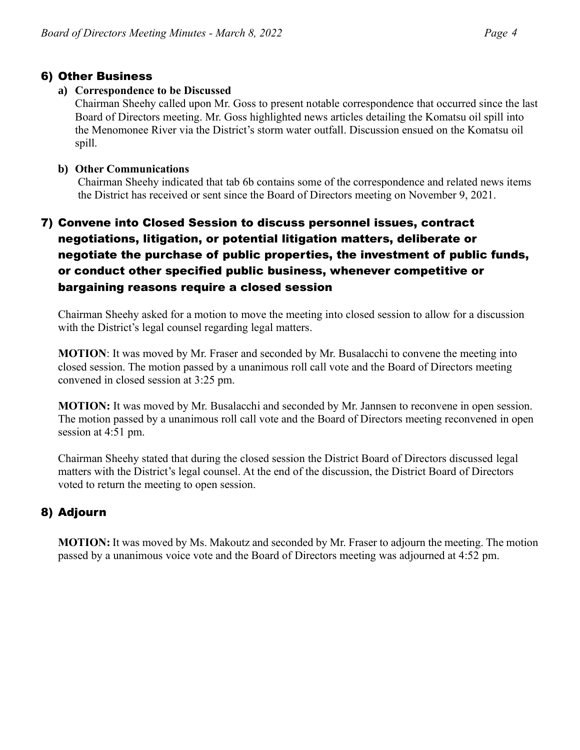## 6) Other Business

**a) Correspondence to be Discussed**

Chairman Sheehy called upon Mr. Goss to present notable correspondence that occurred since the last Board of Directors meeting. Mr. Goss highlighted news articles detailing the Komatsu oil spill into the Menomonee River via the District's storm water outfall. Discussion ensued on the Komatsu oil spill.

**b) Other Communications**

Chairman Sheehy indicated that tab 6b contains some of the correspondence and related news items the District has received or sent since the Board of Directors meeting on November 9, 2021.

## 7) Convene into Closed Session to discuss personnel issues, contract negotiations, litigation, or potential litigation matters, deliberate or negotiate the purchase of public properties, the investment of public funds, or conduct other specified public business, whenever competitive or bargaining reasons require a closed session

Chairman Sheehy asked for a motion to move the meeting into closed session to allow for a discussion with the District's legal counsel regarding legal matters.

**MOTION**: It was moved by Mr. Fraser and seconded by Mr. Busalacchi to convene the meeting into closed session. The motion passed by a unanimous roll call vote and the Board of Directors meeting convened in closed session at 3:25 pm.

**MOTION:** It was moved by Mr. Busalacchi and seconded by Mr. Jannsen to reconvene in open session. The motion passed by a unanimous roll call vote and the Board of Directors meeting reconvened in open session at 4:51 pm.

Chairman Sheehy stated that during the closed session the District Board of Directors discussed legal matters with the District's legal counsel. At the end of the discussion, the District Board of Directors voted to return the meeting to open session.

## 8) Adjourn

**MOTION:** It was moved by Ms. Makoutz and seconded by Mr. Fraser to adjourn the meeting. The motion passed by a unanimous voice vote and the Board of Directors meeting was adjourned at 4:52 pm.